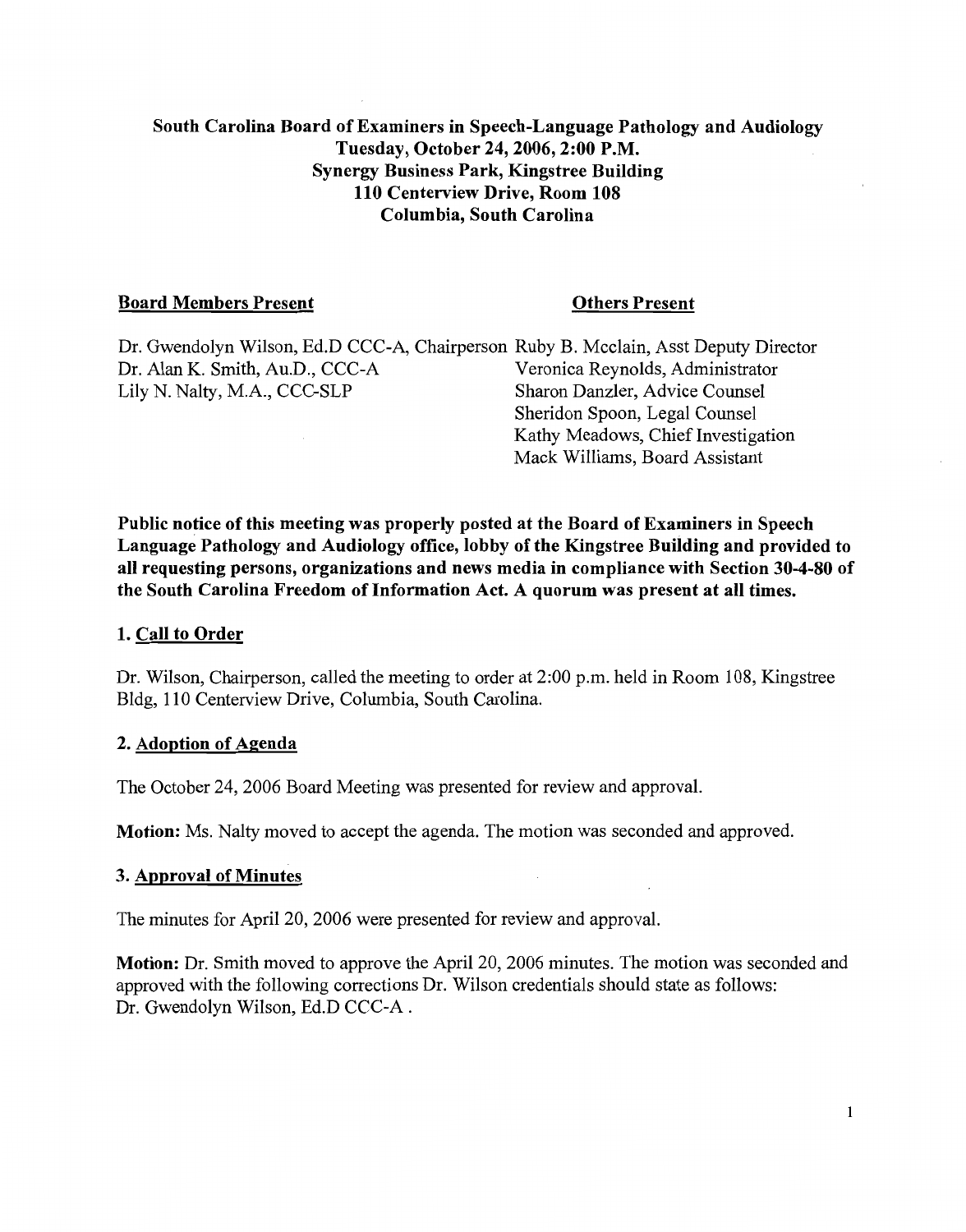# South Carolina Board of Examiners in Speech-Language Pathology and Audiology
## Tuesday, October 24, 2006, 2:00 P.M.
## Synergy Business Park, Kingstree Building
## 110 Centerview Drive, Room 108
## Columbia, South Carolina

| Board Members Present | Others Present |
|---|---|
| Dr. Gwendolyn Wilson, Ed.D CCC-A, Chairperson | Ruby B. Mcclain, Asst Deputy Director |
| Dr. Alan K. Smith, Au.D., CCC-A | Veronica Reynolds, Administrator |
| Lily N. Nalty, M.A., CCC-SLP | Sharon Danzler, Advice Counsel |
| | Sheridon Spoon, Legal Counsel |
| | Kathy Meadows, Chief Investigation |
| | Mack Williams, Board Assistant |

**Public notice of this meeting was properly posted at the Board of Examiners in Speech Language Pathology and Audiology office, lobby of the Kingstree Building and provided to all requesting persons, organizations and news media in compliance with Section 30-4-80 of the South Carolina Freedom of Information Act. A quorum was present at all times.**

### 1. Call to Order

Dr. Wilson, Chairperson, called the meeting to order at 2:00 p.m. held in Room 108, Kingstree Bldg, 110 Centerview Drive, Columbia, South Carolina.

### 2. Adoption of Agenda

The October 24, 2006 Board Meeting was presented for review and approval.

**Motion:** Ms. Nalty moved to accept the agenda. The motion was seconded and approved.

### 3. Approval of Minutes

The minutes for April 20, 2006 were presented for review and approval.

**Motion:** Dr. Smith moved to approve the April 20, 2006 minutes. The motion was seconded and approved with the following corrections Dr. Wilson credentials should state as follows: Dr. Gwendolyn Wilson, Ed.D CCC-A .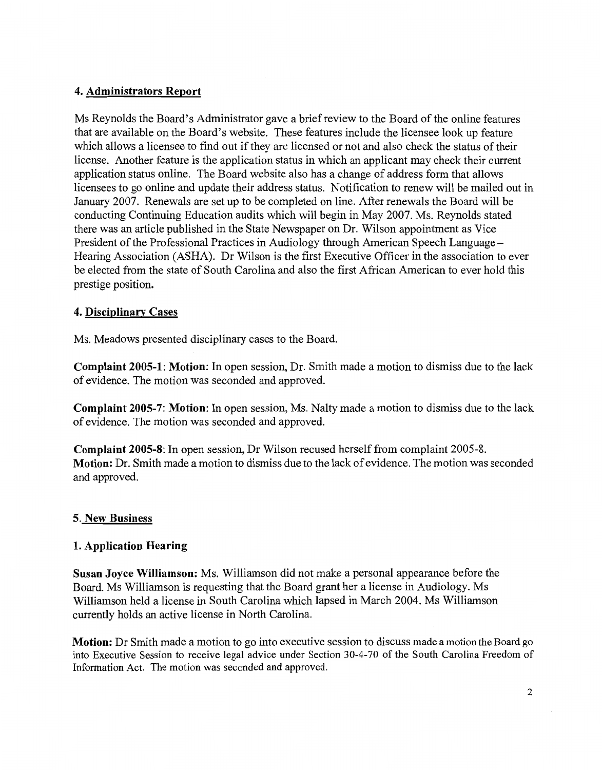## 4. Administrators Report

Ms Reynolds the Board's Administrator gave a brief review to the Board of the online features that are available on the Board's website. These features include the licensee look up feature which allows a licensee to find out if they are licensed or not and also check the status of their license. Another feature is the application status in which an applicant may check their current application status online. The Board website also has a change of address form that allows licensees to go online and update their address status. Notification to renew will be mailed out in January 2007. Renewals are set up to be completed on line. After renewals the Board will be conducting Continuing Education audits which will begin in May 2007. Ms. Reynolds stated there was an article published in the State Newspaper on Dr. Wilson appointment as Vice President of the Professional Practices in Audiology through American Speech Language – Hearing Association (ASHA). Dr Wilson is the first Executive Officer in the association to ever be elected from the state of South Carolina and also the first African American to ever hold this prestige position.

## 4. Disciplinary Cases

Ms. Meadows presented disciplinary cases to the Board.

**Complaint 2005-1**: **Motion**: In open session, Dr. Smith made a motion to dismiss due to the lack of evidence. The motion was seconded and approved.

**Complaint 2005-7**: **Motion**: In open session, Ms. Nalty made a motion to dismiss due to the lack of evidence. The motion was seconded and approved.

**Complaint 2005-8**: In open session, Dr Wilson recused herself from complaint 2005-8. **Motion:** Dr. Smith made a motion to dismiss due to the lack of evidence. The motion was seconded and approved.

## 5. New Business

### 1. Application Hearing

**Susan Joyce Williamson:** Ms. Williamson did not make a personal appearance before the Board. Ms Williamson is requesting that the Board grant her a license in Audiology. Ms Williamson held a license in South Carolina which lapsed in March 2004. Ms Williamson currently holds an active license in North Carolina.

**Motion:** Dr Smith made a motion to go into executive session to discuss made a motion the Board go into Executive Session to receive legal advice under Section 30-4-70 of the South Carolina Freedom of Information Act. The motion was seconded and approved.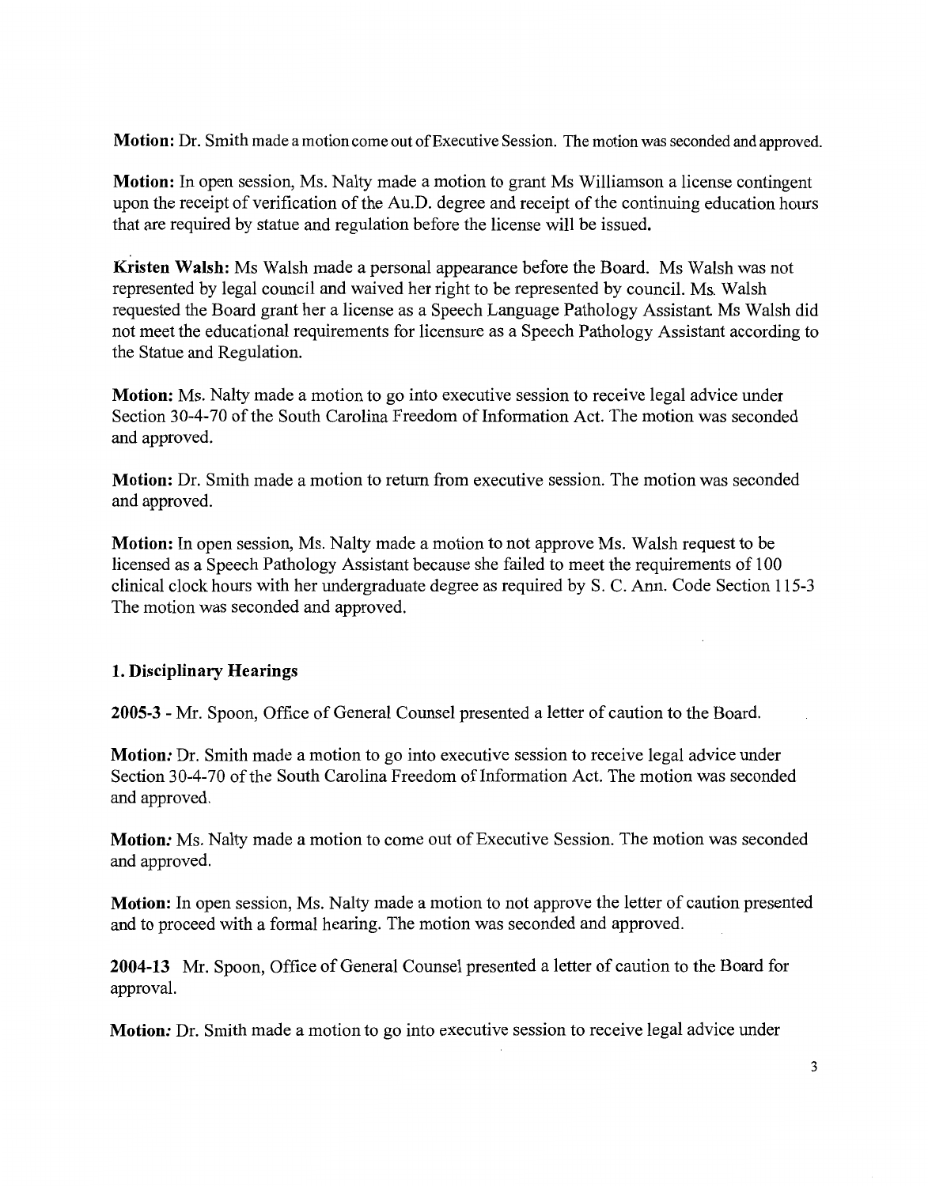**Motion:** Dr. Smith made a motion come out of Executive Session. The motion was seconded and approved.

**Motion:** In open session, Ms. Nalty made a motion to grant Ms Williamson a license contingent upon the receipt of verification of the Au.D. degree and receipt of the continuing education hours that are required by statue and regulation before the license will be issued.

**Kristen Walsh:** Ms Walsh made a personal appearance before the Board. Ms Walsh was not represented by legal council and waived her right to be represented by council. Ms. Walsh requested the Board grant her a license as a Speech Language Pathology Assistant. Ms Walsh did not meet the educational requirements for licensure as a Speech Pathology Assistant according to the Statue and Regulation.

**Motion:** Ms. Nalty made a motion to go into executive session to receive legal advice under Section 30-4-70 of the South Carolina Freedom of Information Act. The motion was seconded and approved.

**Motion:** Dr. Smith made a motion to return from executive session. The motion was seconded and approved.

**Motion:** In open session, Ms. Nalty made a motion to not approve Ms. Walsh request to be licensed as a Speech Pathology Assistant because she failed to meet the requirements of 100 clinical clock hours with her undergraduate degree as required by S. C. Ann. Code Section 115-3 The motion was seconded and approved.

### 1. Disciplinary Hearings

**2005-3** - Mr. Spoon, Office of General Counsel presented a letter of caution to the Board.

**Motion:** Dr. Smith made a motion to go into executive session to receive legal advice under Section 30-4-70 of the South Carolina Freedom of Information Act. The motion was seconded and approved.

**Motion:** Ms. Nalty made a motion to come out of Executive Session. The motion was seconded and approved.

**Motion:** In open session, Ms. Nalty made a motion to not approve the letter of caution presented and to proceed with a formal hearing. The motion was seconded and approved.

**2004-13** Mr. Spoon, Office of General Counsel presented a letter of caution to the Board for approval.

**Motion:** Dr. Smith made a motion to go into executive session to receive legal advice under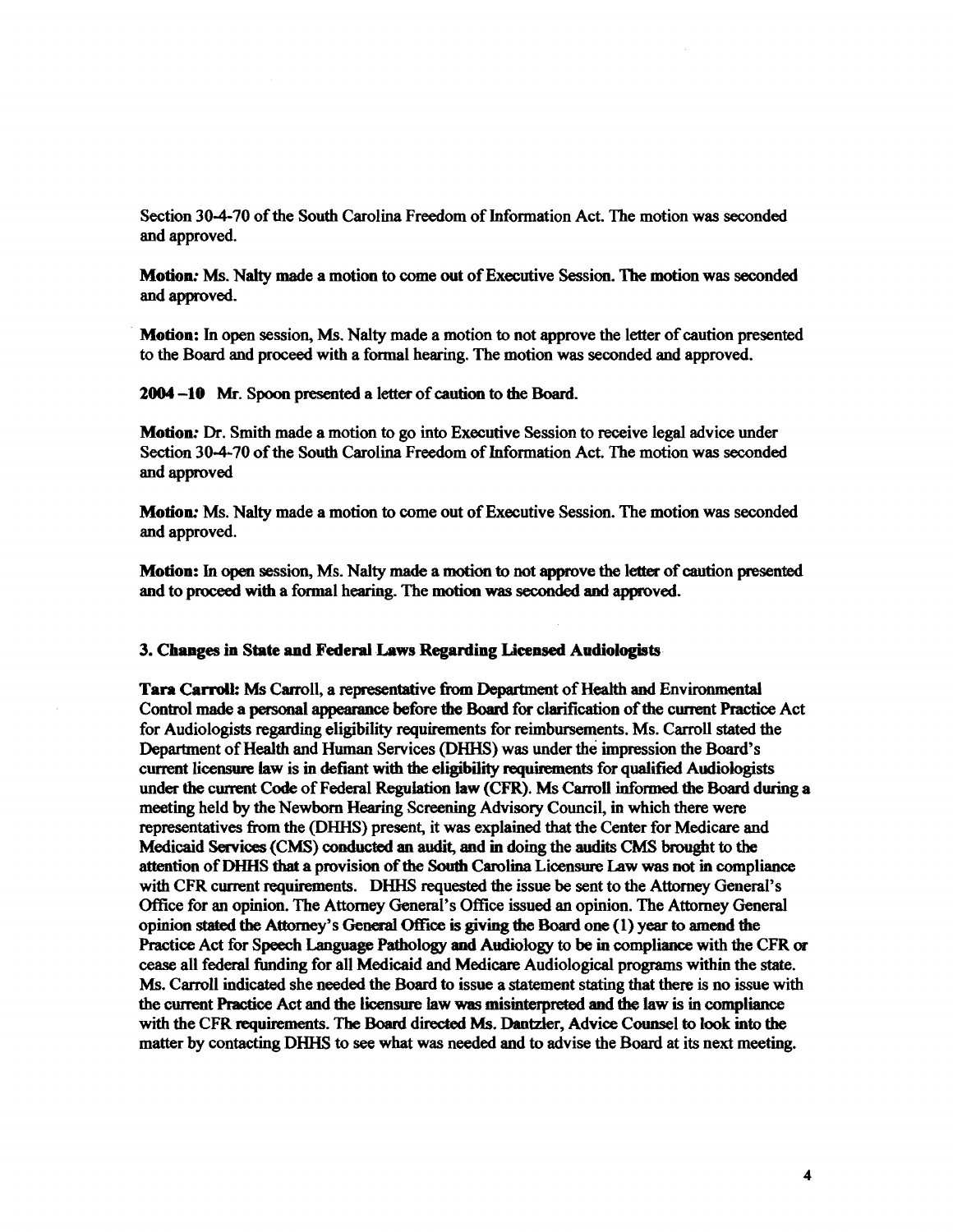Section 30-4-70 of the South Carolina Freedom of Information Act. The motion was seconded and approved.

**Motion:** Ms. Nalty made a motion to come out of Executive Session. The motion was seconded and approved.

**Motion:** In open session, Ms. Nalty made a motion to not approve the letter of caution presented to the Board and proceed with a formal hearing. The motion was seconded and approved.

**2004 –10** Mr. Spoon presented a letter of caution to the Board.

**Motion:** Dr. Smith made a motion to go into Executive Session to receive legal advice under Section 30-4-70 of the South Carolina Freedom of Information Act. The motion was seconded and approved

**Motion:** Ms. Nalty made a motion to come out of Executive Session. The motion was seconded and approved.

**Motion:** In open session, Ms. Nalty made a motion to not approve the letter of caution presented and to proceed with a formal hearing. The motion was seconded and approved.

**3. Changes in State and Federal Laws Regarding Licensed Audiologists**

**Tara Carroll:** Ms Carroll, a representative from Department of Health and Environmental Control made a personal appearance before the Board for clarification of the current Practice Act for Audiologists regarding eligibility requirements for reimbursements. Ms. Carroll stated the Department of Health and Human Services (DHHS) was under the impression the Board's current licensure law is in defiant with the eligibility requirements for qualified Audiologists under the current Code of Federal Regulation law (CFR). Ms Carroll informed the Board during a meeting held by the Newborn Hearing Screening Advisory Council, in which there were representatives from the (DHHS) present, it was explained that the Center for Medicare and Medicaid Services (CMS) conducted an audit, and in doing the audits CMS brought to the attention of DHHS that a provision of the South Carolina Licensure Law was not in compliance with CFR current requirements. DHHS requested the issue be sent to the Attorney General's Office for an opinion. The Attorney General's Office issued an opinion. The Attorney General opinion stated the Attorney's General Office is giving the Board one (1) year to amend the Practice Act for Speech Language Pathology and Audiology to be in compliance with the CFR or cease all federal funding for all Medicaid and Medicare Audiological programs within the state. Ms. Carroll indicated she needed the Board to issue a statement stating that there is no issue with the current Practice Act and the licensure law was misinterpreted and the law is in compliance with the CFR requirements. The Board directed Ms. Dantzler, Advice Counsel to look into the matter by contacting DHHS to see what was needed and to advise the Board at its next meeting.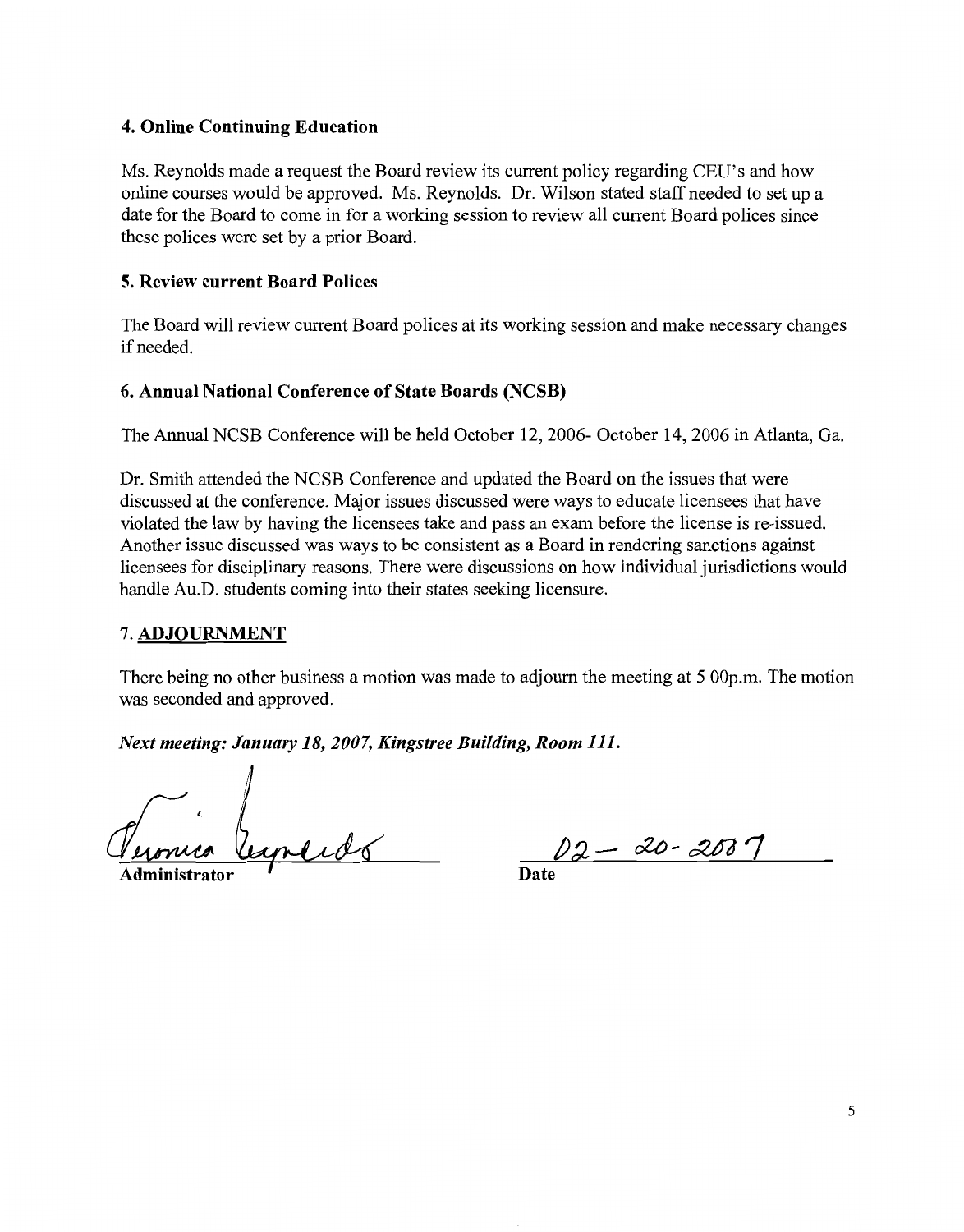### 4. Online Continuing Education

Ms. Reynolds made a request the Board review its current policy regarding CEU's and how online courses would be approved. Ms. Reynolds. Dr. Wilson stated staff needed to set up a date for the Board to come in for a working session to review all current Board polices since these polices were set by a prior Board.

### 5. Review current Board Polices

The Board will review current Board polices at its working session and make necessary changes if needed.

### 6. Annual National Conference of State Boards (NCSB)

The Annual NCSB Conference will be held October 12, 2006- October 14, 2006 in Atlanta, Ga.

Dr. Smith attended the NCSB Conference and updated the Board on the issues that were discussed at the conference. Major issues discussed were ways to educate licensees that have violated the law by having the licensees take and pass an exam before the license is re-issued. Another issue discussed was ways to be consistent as a Board in rendering sanctions against licensees for disciplinary reasons. There were discussions on how individual jurisdictions would handle Au.D. students coming into their states seeking licensure.

### 7. ADJOURNMENT

There being no other business a motion was made to adjourn the meeting at 5 00p.m. The motion was seconded and approved.

***Next meeting: January 18, 2007, Kingstree Building, Room 111.***

Veronica Reynolds
**Administrator**

02-20-2007
**Date**